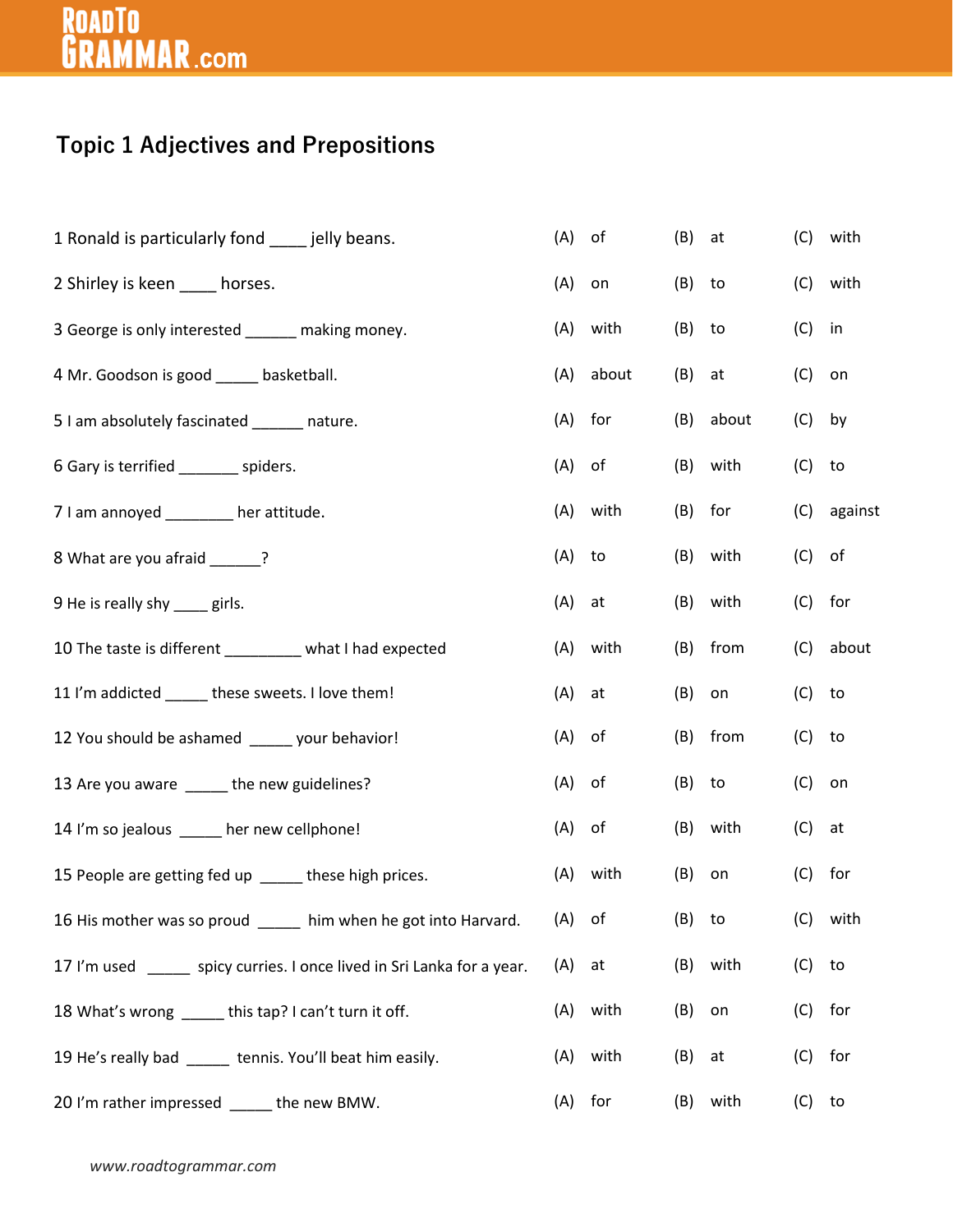# Topic 1 Adjectives and Prepositions

| | (A) | (B) | (C) |
|---|---|---|---|
| 1 Ronald is particularly fond ____ jelly beans. | of | at | with |
| 2 Shirley is keen ____ horses. | on | to | with |
| 3 George is only interested ______ making money. | with | to | in |
| 4 Mr. Goodson is good _____ basketball. | about | at | on |
| 5 I am absolutely fascinated ______ nature. | for | about | by |
| 6 Gary is terrified _______ spiders. | of | with | to |
| 7 I am annoyed ________ her attitude. | with | for | against |
| 8 What are you afraid ______? | to | with | of |
| 9 He is really shy ____ girls. | at | with | for |
| 10 The taste is different _________ what I had expected | with | from | about |
| 11 I'm addicted _____ these sweets. I love them! | at | on | to |
| 12 You should be ashamed _____ your behavior! | of | from | to |
| 13 Are you aware _____ the new guidelines? | of | to | on |
| 14 I'm so jealous _____ her new cellphone! | of | with | at |
| 15 People are getting fed up _____ these high prices. | with | on | for |
| 16 His mother was so proud _____ him when he got into Harvard. | of | to | with |
| 17 I'm used _____ spicy curries. I once lived in Sri Lanka for a year. | at | with | to |
| 18 What's wrong _____ this tap? I can't turn it off. | with | on | for |
| 19 He's really bad _____ tennis. You'll beat him easily. | with | at | for |
| 20 I'm rather impressed _____ the new BMW. | for | with | to |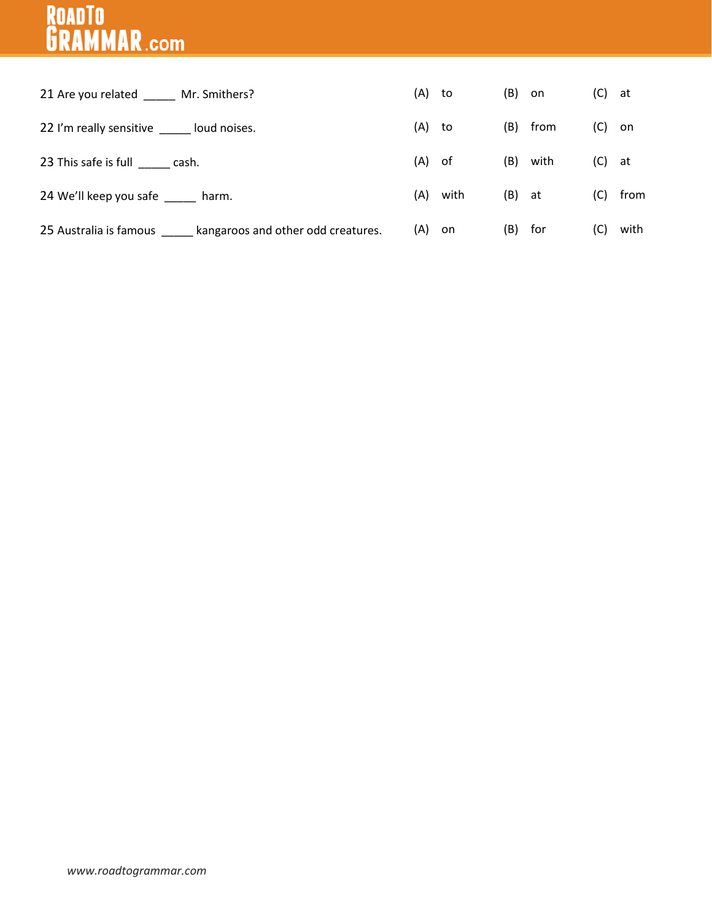21 Are you related _____ Mr. Smithers? (A) to (B) on (C) at

22 I'm really sensitive _____ loud noises. (A) to (B) from (C) on

23 This safe is full _____ cash. (A) of (B) with (C) at

24 We'll keep you safe _____ harm. (A) with (B) at (C) from

25 Australia is famous _____ kangaroos and other odd creatures. (A) on (B) for (C) with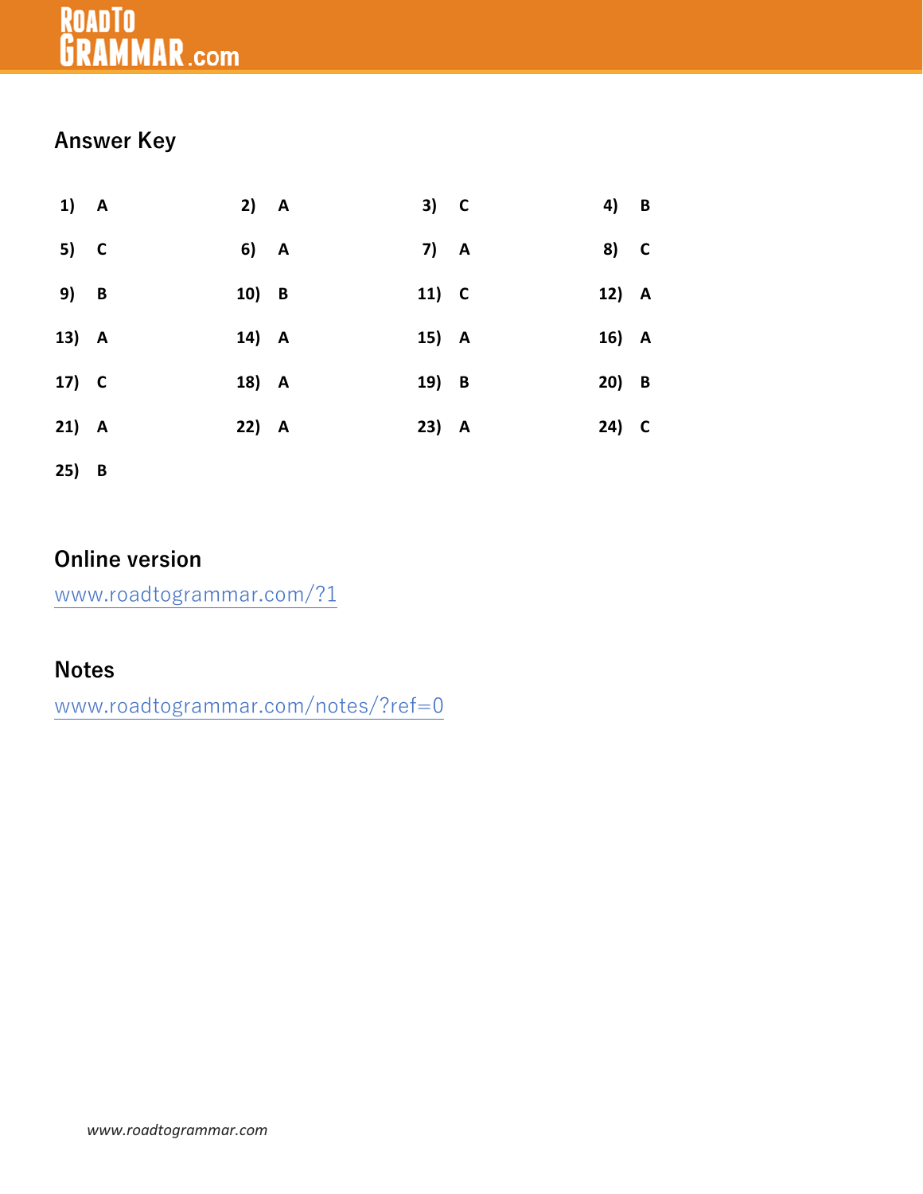## Answer Key

| | | | |
|---|---|---|---|
| 1) A | 2) A | 3) C | 4) B |
| 5) C | 6) A | 7) A | 8) C |
| 9) B | 10) B | 11) C | 12) A |
| 13) A | 14) A | 15) A | 16) A |
| 17) C | 18) A | 19) B | 20) B |
| 21) A | 22) A | 23) A | 24) C |
| 25) B | | | |

## Online version

www.roadtogrammar.com/?1

## Notes

www.roadtogrammar.com/notes/?ref=0